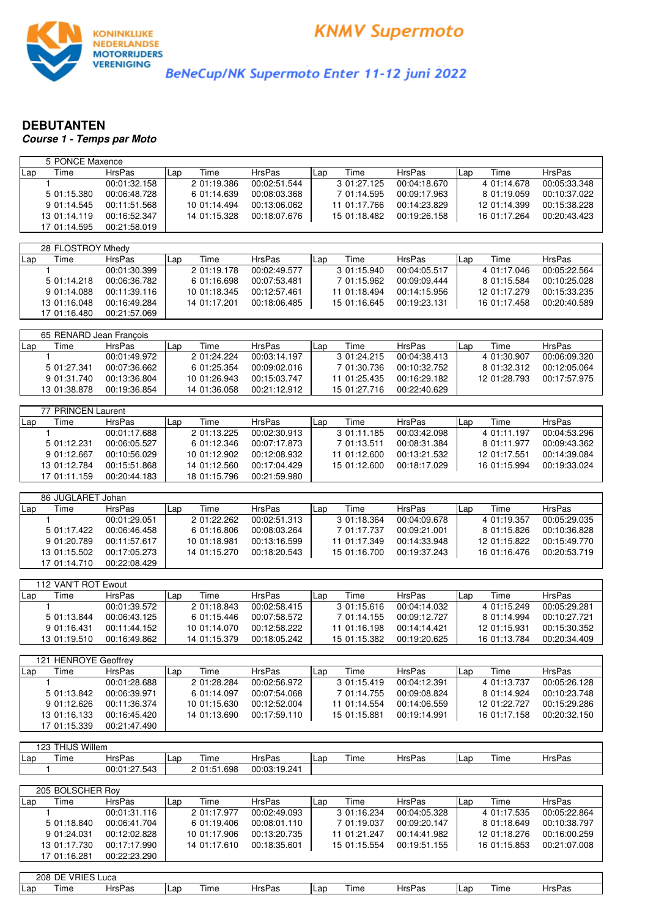KONINKLIJKE NEDERLANDSE MOTORRIJDERS VERENIGING

# KNMV Supermoto

## BeNeCup/NK Supermoto Enter 11-12 juni 2022

### DEBUTANTEN

***Course 1 - Temps par Moto***

| 5 PONCE Maxence | | | | | | | | | | | |
|---|---|---|---|---|---|---|---|---|---|---|---|
| Lap | Time | HrsPas | Lap | Time | HrsPas | Lap | Time | HrsPas | Lap | Time | HrsPas |
| 1 | | 00:01:32.158 | 2 | 01:19.386 | 00:02:51.544 | 3 | 01:27.125 | 00:04:18.670 | 4 | 01:14.678 | 00:05:33.348 |
| 5 | 01:15.380 | 00:06:48.728 | 6 | 01:14.639 | 00:08:03.368 | 7 | 01:14.595 | 00:09:17.963 | 8 | 01:19.059 | 00:10:37.022 |
| 9 | 01:14.545 | 00:11:51.568 | 10 | 01:14.494 | 00:13:06.062 | 11 | 01:17.766 | 00:14:23.829 | 12 | 01:14.399 | 00:15:38.228 |
| 13 | 01:14.119 | 00:16:52.347 | 14 | 01:15.328 | 00:18:07.676 | 15 | 01:18.482 | 00:19:26.158 | 16 | 01:17.264 | 00:20:43.423 |
| 17 | 01:14.595 | 00:21:58.019 | | | | | | | | | |

| 28 FLOSTROY Mhedy | | | | | | | | | | | |
|---|---|---|---|---|---|---|---|---|---|---|---|
| Lap | Time | HrsPas | Lap | Time | HrsPas | Lap | Time | HrsPas | Lap | Time | HrsPas |
| 1 | | 00:01:30.399 | 2 | 01:19.178 | 00:02:49.577 | 3 | 01:15.940 | 00:04:05.517 | 4 | 01:17.046 | 00:05:22.564 |
| 5 | 01:14.218 | 00:06:36.782 | 6 | 01:16.698 | 00:07:53.481 | 7 | 01:15.962 | 00:09:09.444 | 8 | 01:15.584 | 00:10:25.028 |
| 9 | 01:14.088 | 00:11:39.116 | 10 | 01:18.345 | 00:12:57.461 | 11 | 01:18.494 | 00:14:15.956 | 12 | 01:17.279 | 00:15:33.235 |
| 13 | 01:16.048 | 00:16:49.284 | 14 | 01:17.201 | 00:18:06.485 | 15 | 01:16.645 | 00:19:23.131 | 16 | 01:17.458 | 00:20:40.589 |
| 17 | 01:16.480 | 00:21:57.069 | | | | | | | | | |

| 65 RENARD Jean François | | | | | | | | | | | |
|---|---|---|---|---|---|---|---|---|---|---|---|
| Lap | Time | HrsPas | Lap | Time | HrsPas | Lap | Time | HrsPas | Lap | Time | HrsPas |
| 1 | | 00:01:49.972 | 2 | 01:24.224 | 00:03:14.197 | 3 | 01:24.215 | 00:04:38.413 | 4 | 01:30.907 | 00:06:09.320 |
| 5 | 01:27.341 | 00:07:36.662 | 6 | 01:25.354 | 00:09:02.016 | 7 | 01:30.736 | 00:10:32.752 | 8 | 01:32.312 | 00:12:05.064 |
| 9 | 01:31.740 | 00:13:36.804 | 10 | 01:26.943 | 00:15:03.747 | 11 | 01:25.435 | 00:16:29.182 | 12 | 01:28.793 | 00:17:57.975 |
| 13 | 01:38.878 | 00:19:36.854 | 14 | 01:36.058 | 00:21:12.912 | 15 | 01:27.716 | 00:22:40.629 | | | |

| 77 PRINCEN Laurent | | | | | | | | | | | |
|---|---|---|---|---|---|---|---|---|---|---|---|
| Lap | Time | HrsPas | Lap | Time | HrsPas | Lap | Time | HrsPas | Lap | Time | HrsPas |
| 1 | | 00:01:17.688 | 2 | 01:13.225 | 00:02:30.913 | 3 | 01:11.185 | 00:03:42.098 | 4 | 01:11.197 | 00:04:53.296 |
| 5 | 01:12.231 | 00:06:05.527 | 6 | 01:12.346 | 00:07:17.873 | 7 | 01:13.511 | 00:08:31.384 | 8 | 01:11.977 | 00:09:43.362 |
| 9 | 01:12.667 | 00:10:56.029 | 10 | 01:12.902 | 00:12:08.932 | 11 | 01:12.600 | 00:13:21.532 | 12 | 01:17.551 | 00:14:39.084 |
| 13 | 01:12.784 | 00:15:51.868 | 14 | 01:12.560 | 00:17:04.429 | 15 | 01:12.600 | 00:18:17.029 | 16 | 01:15.994 | 00:19:33.024 |
| 17 | 01:11.159 | 00:20:44.183 | 18 | 01:15.796 | 00:21:59.980 | | | | | | |

| 86 JUGLARET Johan | | | | | | | | | | | |
|---|---|---|---|---|---|---|---|---|---|---|---|
| Lap | Time | HrsPas | Lap | Time | HrsPas | Lap | Time | HrsPas | Lap | Time | HrsPas |
| 1 | | 00:01:29.051 | 2 | 01:22.262 | 00:02:51.313 | 3 | 01:18.364 | 00:04:09.678 | 4 | 01:19.357 | 00:05:29.035 |
| 5 | 01:17.422 | 00:06:46.458 | 6 | 01:16.806 | 00:08:03.264 | 7 | 01:17.737 | 00:09:21.001 | 8 | 01:15.826 | 00:10:36.828 |
| 9 | 01:20.789 | 00:11:57.617 | 10 | 01:18.981 | 00:13:16.599 | 11 | 01:17.349 | 00:14:33.948 | 12 | 01:15.822 | 00:15:49.770 |
| 13 | 01:15.502 | 00:17:05.273 | 14 | 01:15.270 | 00:18:20.543 | 15 | 01:16.700 | 00:19:37.243 | 16 | 01:16.476 | 00:20:53.719 |
| 17 | 01:14.710 | 00:22:08.429 | | | | | | | | | |

| 112 VAN'T ROT Ewout | | | | | | | | | | | |
|---|---|---|---|---|---|---|---|---|---|---|---|
| Lap | Time | HrsPas | Lap | Time | HrsPas | Lap | Time | HrsPas | Lap | Time | HrsPas |
| 1 | | 00:01:39.572 | 2 | 01:18.843 | 00:02:58.415 | 3 | 01:15.616 | 00:04:14.032 | 4 | 01:15.249 | 00:05:29.281 |
| 5 | 01:13.844 | 00:06:43.125 | 6 | 01:15.446 | 00:07:58.572 | 7 | 01:14.155 | 00:09:12.727 | 8 | 01:14.994 | 00:10:27.721 |
| 9 | 01:16.431 | 00:11:44.152 | 10 | 01:14.070 | 00:12:58.222 | 11 | 01:16.198 | 00:14:14.421 | 12 | 01:15.931 | 00:15:30.352 |
| 13 | 01:19.510 | 00:16:49.862 | 14 | 01:15.379 | 00:18:05.242 | 15 | 01:15.382 | 00:19:20.625 | 16 | 01:13.784 | 00:20:34.409 |

| 121 HENROYE Geoffrey | | | | | | | | | | | |
|---|---|---|---|---|---|---|---|---|---|---|---|
| Lap | Time | HrsPas | Lap | Time | HrsPas | Lap | Time | HrsPas | Lap | Time | HrsPas |
| 1 | | 00:01:28.688 | 2 | 01:28.284 | 00:02:56.972 | 3 | 01:15.419 | 00:04:12.391 | 4 | 01:13.737 | 00:05:26.128 |
| 5 | 01:13.842 | 00:06:39.971 | 6 | 01:14.097 | 00:07:54.068 | 7 | 01:14.755 | 00:09:08.824 | 8 | 01:14.924 | 00:10:23.748 |
| 9 | 01:12.626 | 00:11:36.374 | 10 | 01:15.630 | 00:12:52.004 | 11 | 01:14.554 | 00:14:06.559 | 12 | 01:22.727 | 00:15:29.286 |
| 13 | 01:16.133 | 00:16:45.420 | 14 | 01:13.690 | 00:17:59.110 | 15 | 01:15.881 | 00:19:14.991 | 16 | 01:17.158 | 00:20:32.150 |
| 17 | 01:15.339 | 00:21:47.490 | | | | | | | | | |

| 123 THIJS Willem | | | | | | | | | | | |
|---|---|---|---|---|---|---|---|---|---|---|---|
| Lap | Time | HrsPas | Lap | Time | HrsPas | Lap | Time | HrsPas | Lap | Time | HrsPas |
| 1 | | 00:01:27.543 | 2 | 01:51.698 | 00:03:19.241 | | | | | | |

| 205 BOLSCHER Roy | | | | | | | | | | | |
|---|---|---|---|---|---|---|---|---|---|---|---|
| Lap | Time | HrsPas | Lap | Time | HrsPas | Lap | Time | HrsPas | Lap | Time | HrsPas |
| 1 | | 00:01:31.116 | 2 | 01:17.977 | 00:02:49.093 | 3 | 01:16.234 | 00:04:05.328 | 4 | 01:17.535 | 00:05:22.864 |
| 5 | 01:18.840 | 00:06:41.704 | 6 | 01:19.406 | 00:08:01.110 | 7 | 01:19.037 | 00:09:20.147 | 8 | 01:18.649 | 00:10:38.797 |
| 9 | 01:24.031 | 00:12:02.828 | 10 | 01:17.906 | 00:13:20.735 | 11 | 01:21.247 | 00:14:41.982 | 12 | 01:18.276 | 00:16:00.259 |
| 13 | 01:17.730 | 00:17:17.990 | 14 | 01:17.610 | 00:18:35.601 | 15 | 01:15.554 | 00:19:51.155 | 16 | 01:15.853 | 00:21:07.008 |
| 17 | 01:16.281 | 00:22:23.290 | | | | | | | | | |

| 208 DE VRIES Luca | | | | | | | | | | | |
|---|---|---|---|---|---|---|---|---|---|---|---|
| Lap | Time | HrsPas | Lap | Time | HrsPas | Lap | Time | HrsPas | Lap | Time | HrsPas |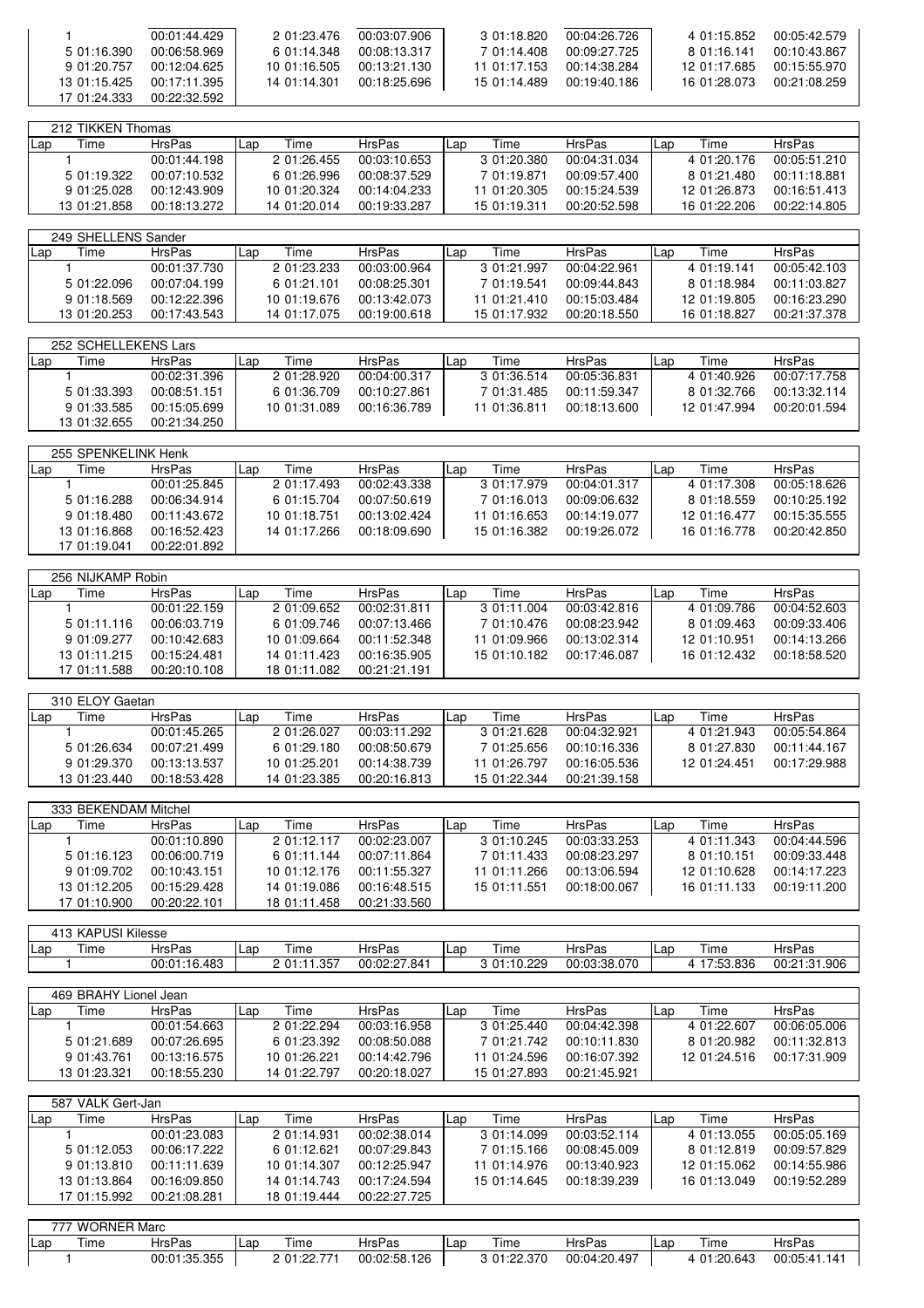| Lap | Time | HrsPas | Lap | Time | HrsPas | Lap | Time | HrsPas | Lap | Time | HrsPas |
|---|---|---|---|---|---|---|---|---|---|---|---|
| 1 | | 00:01:44.429 | 2 | 01:23.476 | 00:03:07.906 | 3 | 01:18.820 | 00:04:26.726 | 4 | 01:15.852 | 00:05:42.579 |
| 5 | 01:16.390 | 00:06:58.969 | 6 | 01:14.348 | 00:08:13.317 | 7 | 01:14.408 | 00:09:27.725 | 8 | 01:16.141 | 00:10:43.867 |
| 9 | 01:20.757 | 00:12:04.625 | 10 | 01:16.505 | 00:13:21.130 | 11 | 01:17.153 | 00:14:38.284 | 12 | 01:17.685 | 00:15:55.970 |
| 13 | 01:15.425 | 00:17:11.395 | 14 | 01:14.301 | 00:18:25.696 | 15 | 01:14.489 | 00:19:40.186 | 16 | 01:28.073 | 00:21:08.259 |
| 17 | 01:24.333 | 00:22:32.592 | | | | | | | | | |

**212 TIKKEN Thomas**

| Lap | Time | HrsPas | Lap | Time | HrsPas | Lap | Time | HrsPas | Lap | Time | HrsPas |
|---|---|---|---|---|---|---|---|---|---|---|---|
| 1 | | 00:01:44.198 | 2 | 01:26.455 | 00:03:10.653 | 3 | 01:20.380 | 00:04:31.034 | 4 | 01:20.176 | 00:05:51.210 |
| 5 | 01:19.322 | 00:07:10.532 | 6 | 01:26.996 | 00:08:37.529 | 7 | 01:19.871 | 00:09:57.400 | 8 | 01:21.480 | 00:11:18.881 |
| 9 | 01:25.028 | 00:12:43.909 | 10 | 01:20.324 | 00:14:04.233 | 11 | 01:20.305 | 00:15:24.539 | 12 | 01:26.873 | 00:16:51.413 |
| 13 | 01:21.858 | 00:18:13.272 | 14 | 01:20.014 | 00:19:33.287 | 15 | 01:19.311 | 00:20:52.598 | 16 | 01:22.206 | 00:22:14.805 |

**249 SHELLENS Sander**

| Lap | Time | HrsPas | Lap | Time | HrsPas | Lap | Time | HrsPas | Lap | Time | HrsPas |
|---|---|---|---|---|---|---|---|---|---|---|---|
| 1 | | 00:01:37.730 | 2 | 01:23.233 | 00:03:00.964 | 3 | 01:21.997 | 00:04:22.961 | 4 | 01:19.141 | 00:05:42.103 |
| 5 | 01:22.096 | 00:07:04.199 | 6 | 01:21.101 | 00:08:25.301 | 7 | 01:19.541 | 00:09:44.843 | 8 | 01:18.984 | 00:11:03.827 |
| 9 | 01:18.569 | 00:12:22.396 | 10 | 01:19.676 | 00:13:42.073 | 11 | 01:21.410 | 00:15:03.484 | 12 | 01:19.805 | 00:16:23.290 |
| 13 | 01:20.253 | 00:17:43.543 | 14 | 01:17.075 | 00:19:00.618 | 15 | 01:17.932 | 00:20:18.550 | 16 | 01:18.827 | 00:21:37.378 |

**252 SCHELLEKENS Lars**

| Lap | Time | HrsPas | Lap | Time | HrsPas | Lap | Time | HrsPas | Lap | Time | HrsPas |
|---|---|---|---|---|---|---|---|---|---|---|---|
| 1 | | 00:02:31.396 | 2 | 01:28.920 | 00:04:00.317 | 3 | 01:36.514 | 00:05:36.831 | 4 | 01:40.926 | 00:07:17.758 |
| 5 | 01:33.393 | 00:08:51.151 | 6 | 01:36.709 | 00:10:27.861 | 7 | 01:31.485 | 00:11:59.347 | 8 | 01:32.766 | 00:13:32.114 |
| 9 | 01:33.585 | 00:15:05.699 | 10 | 01:31.089 | 00:16:36.789 | 11 | 01:36.811 | 00:18:13.600 | 12 | 01:47.994 | 00:20:01.594 |
| 13 | 01:32.655 | 00:21:34.250 | | | | | | | | | |

**255 SPENKELINK Henk**

| Lap | Time | HrsPas | Lap | Time | HrsPas | Lap | Time | HrsPas | Lap | Time | HrsPas |
|---|---|---|---|---|---|---|---|---|---|---|---|
| 1 | | 00:01:25.845 | 2 | 01:17.493 | 00:02:43.338 | 3 | 01:17.979 | 00:04:01.317 | 4 | 01:17.308 | 00:05:18.626 |
| 5 | 01:16.288 | 00:06:34.914 | 6 | 01:15.704 | 00:07:50.619 | 7 | 01:16.013 | 00:09:06.632 | 8 | 01:18.559 | 00:10:25.192 |
| 9 | 01:18.480 | 00:11:43.672 | 10 | 01:18.751 | 00:13:02.424 | 11 | 01:16.653 | 00:14:19.077 | 12 | 01:16.477 | 00:15:35.555 |
| 13 | 01:16.868 | 00:16:52.423 | 14 | 01:17.266 | 00:18:09.690 | 15 | 01:16.382 | 00:19:26.072 | 16 | 01:16.778 | 00:20:42.850 |
| 17 | 01:19.041 | 00:22:01.892 | | | | | | | | | |

**256 NIJKAMP Robin**

| Lap | Time | HrsPas | Lap | Time | HrsPas | Lap | Time | HrsPas | Lap | Time | HrsPas |
|---|---|---|---|---|---|---|---|---|---|---|---|
| 1 | | 00:01:22.159 | 2 | 01:09.652 | 00:02:31.811 | 3 | 01:11.004 | 00:03:42.816 | 4 | 01:09.786 | 00:04:52.603 |
| 5 | 01:11.116 | 00:06:03.719 | 6 | 01:09.746 | 00:07:13.466 | 7 | 01:10.476 | 00:08:23.942 | 8 | 01:09.463 | 00:09:33.406 |
| 9 | 01:09.277 | 00:10:42.683 | 10 | 01:09.664 | 00:11:52.348 | 11 | 01:09.966 | 00:13:02.314 | 12 | 01:10.951 | 00:14:13.266 |
| 13 | 01:11.215 | 00:15:24.481 | 14 | 01:11.423 | 00:16:35.905 | 15 | 01:10.182 | 00:17:46.087 | 16 | 01:12.432 | 00:18:58.520 |
| 17 | 01:11.588 | 00:20:10.108 | 18 | 01:11.082 | 00:21:21.191 | | | | | | |

**310 ELOY Gaetan**

| Lap | Time | HrsPas | Lap | Time | HrsPas | Lap | Time | HrsPas | Lap | Time | HrsPas |
|---|---|---|---|---|---|---|---|---|---|---|---|
| 1 | | 00:01:45.265 | 2 | 01:26.027 | 00:03:11.292 | 3 | 01:21.628 | 00:04:32.921 | 4 | 01:21.943 | 00:05:54.864 |
| 5 | 01:26.634 | 00:07:21.499 | 6 | 01:29.180 | 00:08:50.679 | 7 | 01:25.656 | 00:10:16.336 | 8 | 01:27.830 | 00:11:44.167 |
| 9 | 01:29.370 | 00:13:13.537 | 10 | 01:25.201 | 00:14:38.739 | 11 | 01:26.797 | 00:16:05.536 | 12 | 01:24.451 | 00:17:29.988 |
| 13 | 01:23.440 | 00:18:53.428 | 14 | 01:23.385 | 00:20:16.813 | 15 | 01:22.344 | 00:21:39.158 | | | |

**333 BEKENDAM Mitchel**

| Lap | Time | HrsPas | Lap | Time | HrsPas | Lap | Time | HrsPas | Lap | Time | HrsPas |
|---|---|---|---|---|---|---|---|---|---|---|---|
| 1 | | 00:01:10.890 | 2 | 01:12.117 | 00:02:23.007 | 3 | 01:10.245 | 00:03:33.253 | 4 | 01:11.343 | 00:04:44.596 |
| 5 | 01:16.123 | 00:06:00.719 | 6 | 01:11.144 | 00:07:11.864 | 7 | 01:11.433 | 00:08:23.297 | 8 | 01:10.151 | 00:09:33.448 |
| 9 | 01:09.702 | 00:10:43.151 | 10 | 01:12.176 | 00:11:55.327 | 11 | 01:11.266 | 00:13:06.594 | 12 | 01:10.628 | 00:14:17.223 |
| 13 | 01:12.205 | 00:15:29.428 | 14 | 01:19.086 | 00:16:48.515 | 15 | 01:11.551 | 00:18:00.067 | 16 | 01:11.133 | 00:19:11.200 |
| 17 | 01:10.900 | 00:20:22.101 | 18 | 01:11.458 | 00:21:33.560 | | | | | | |

**413 KAPUSI Kilesse**

| Lap | Time | HrsPas | Lap | Time | HrsPas | Lap | Time | HrsPas | Lap | Time | HrsPas |
|---|---|---|---|---|---|---|---|---|---|---|---|
| 1 | | 00:01:16.483 | 2 | 01:11.357 | 00:02:27.841 | 3 | 01:10.229 | 00:03:38.070 | 4 | 17:53.836 | 00:21:31.906 |

**469 BRAHY Lionel Jean**

| Lap | Time | HrsPas | Lap | Time | HrsPas | Lap | Time | HrsPas | Lap | Time | HrsPas |
|---|---|---|---|---|---|---|---|---|---|---|---|
| 1 | | 00:01:54.663 | 2 | 01:22.294 | 00:03:16.958 | 3 | 01:25.440 | 00:04:42.398 | 4 | 01:22.607 | 00:06:05.006 |
| 5 | 01:21.689 | 00:07:26.695 | 6 | 01:23.392 | 00:08:50.088 | 7 | 01:21.742 | 00:10:11.830 | 8 | 01:20.982 | 00:11:32.813 |
| 9 | 01:43.761 | 00:13:16.575 | 10 | 01:26.221 | 00:14:42.796 | 11 | 01:24.596 | 00:16:07.392 | 12 | 01:24.516 | 00:17:31.909 |
| 13 | 01:23.321 | 00:18:55.230 | 14 | 01:22.797 | 00:20:18.027 | 15 | 01:27.893 | 00:21:45.921 | | | |

**587 VALK Gert-Jan**

| Lap | Time | HrsPas | Lap | Time | HrsPas | Lap | Time | HrsPas | Lap | Time | HrsPas |
|---|---|---|---|---|---|---|---|---|---|---|---|
| 1 | | 00:01:23.083 | 2 | 01:14.931 | 00:02:38.014 | 3 | 01:14.099 | 00:03:52.114 | 4 | 01:13.055 | 00:05:05.169 |
| 5 | 01:12.053 | 00:06:17.222 | 6 | 01:12.621 | 00:07:29.843 | 7 | 01:15.166 | 00:08:45.009 | 8 | 01:12.819 | 00:09:57.829 |
| 9 | 01:13.810 | 00:11:11.639 | 10 | 01:14.307 | 00:12:25.947 | 11 | 01:14.976 | 00:13:40.923 | 12 | 01:15.062 | 00:14:55.986 |
| 13 | 01:13.864 | 00:16:09.850 | 14 | 01:14.743 | 00:17:24.594 | 15 | 01:14.645 | 00:18:39.239 | 16 | 01:13.049 | 00:19:52.289 |
| 17 | 01:15.992 | 00:21:08.281 | 18 | 01:19.444 | 00:22:27.725 | | | | | | |

**777 WORNER Marc**

| Lap | Time | HrsPas | Lap | Time | HrsPas | Lap | Time | HrsPas | Lap | Time | HrsPas |
|---|---|---|---|---|---|---|---|---|---|---|---|
| 1 | | 00:01:35.355 | 2 | 01:22.771 | 00:02:58.126 | 3 | 01:22.370 | 00:04:20.497 | 4 | 01:20.643 | 00:05:41.141 |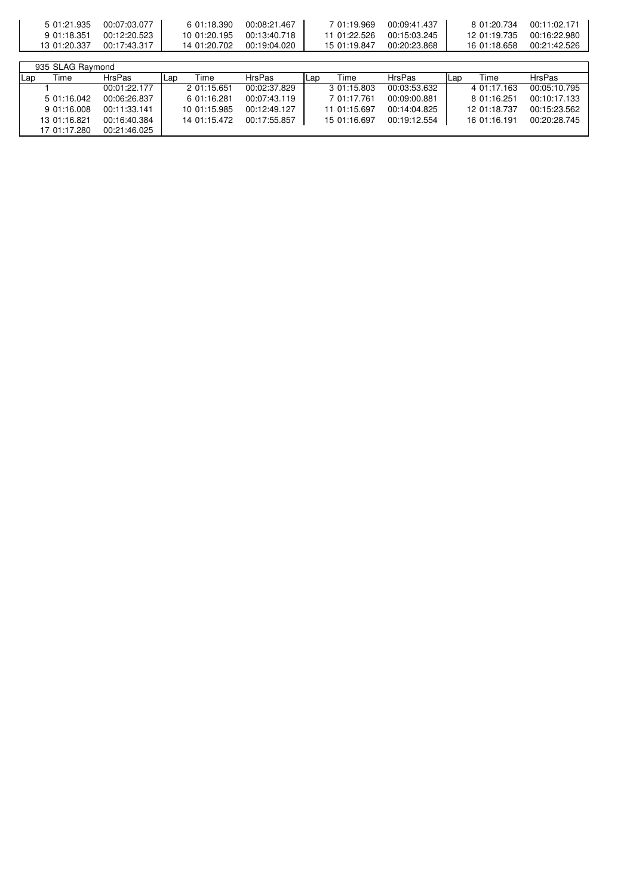| Lap | Time | HrsPas | Lap | Time | HrsPas | Lap | Time | HrsPas | Lap | Time | HrsPas |
|---|---|---|---|---|---|---|---|---|---|---|---|
| 5 | 01:21.935 | 00:07:03.077 | 6 | 01:18.390 | 00:08:21.467 | 7 | 01:19.969 | 00:09:41.437 | 8 | 01:20.734 | 00:11:02.171 |
| 9 | 01:18.351 | 00:12:20.523 | 10 | 01:20.195 | 00:13:40.718 | 11 | 01:22.526 | 00:15:03.245 | 12 | 01:19.735 | 00:16:22.980 |
| 13 | 01:20.337 | 00:17:43.317 | 14 | 01:20.702 | 00:19:04.020 | 15 | 01:19.847 | 00:20:23.868 | 16 | 01:18.658 | 00:21:42.526 |

935 SLAG Raymond

| Lap | Time | HrsPas | Lap | Time | HrsPas | Lap | Time | HrsPas | Lap | Time | HrsPas |
|---|---|---|---|---|---|---|---|---|---|---|---|
| 1 | | 00:01:22.177 | 2 | 01:15.651 | 00:02:37.829 | 3 | 01:15.803 | 00:03:53.632 | 4 | 01:17.163 | 00:05:10.795 |
| 5 | 01:16.042 | 00:06:26.837 | 6 | 01:16.281 | 00:07:43.119 | 7 | 01:17.761 | 00:09:00.881 | 8 | 01:16.251 | 00:10:17.133 |
| 9 | 01:16.008 | 00:11:33.141 | 10 | 01:15.985 | 00:12:49.127 | 11 | 01:15.697 | 00:14:04.825 | 12 | 01:18.737 | 00:15:23.562 |
| 13 | 01:16.821 | 00:16:40.384 | 14 | 01:15.472 | 00:17:55.857 | 15 | 01:16.697 | 00:19:12.554 | 16 | 01:16.191 | 00:20:28.745 |
| 17 | 01:17.280 | 00:21:46.025 | | | | | | | | | |